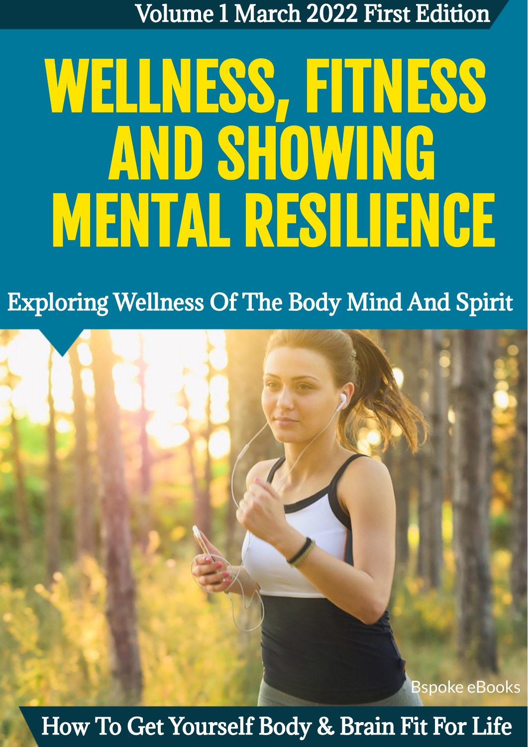Volume 1 March 2022 First Edition

# WELLNESS, FITNESS AND SHOWING MENTAL RESILIENCE

## Exploring Wellness Of The Body Mind And Spirit

Bspoke eBooks

## How To Get Yourself Body & Brain Fit For Life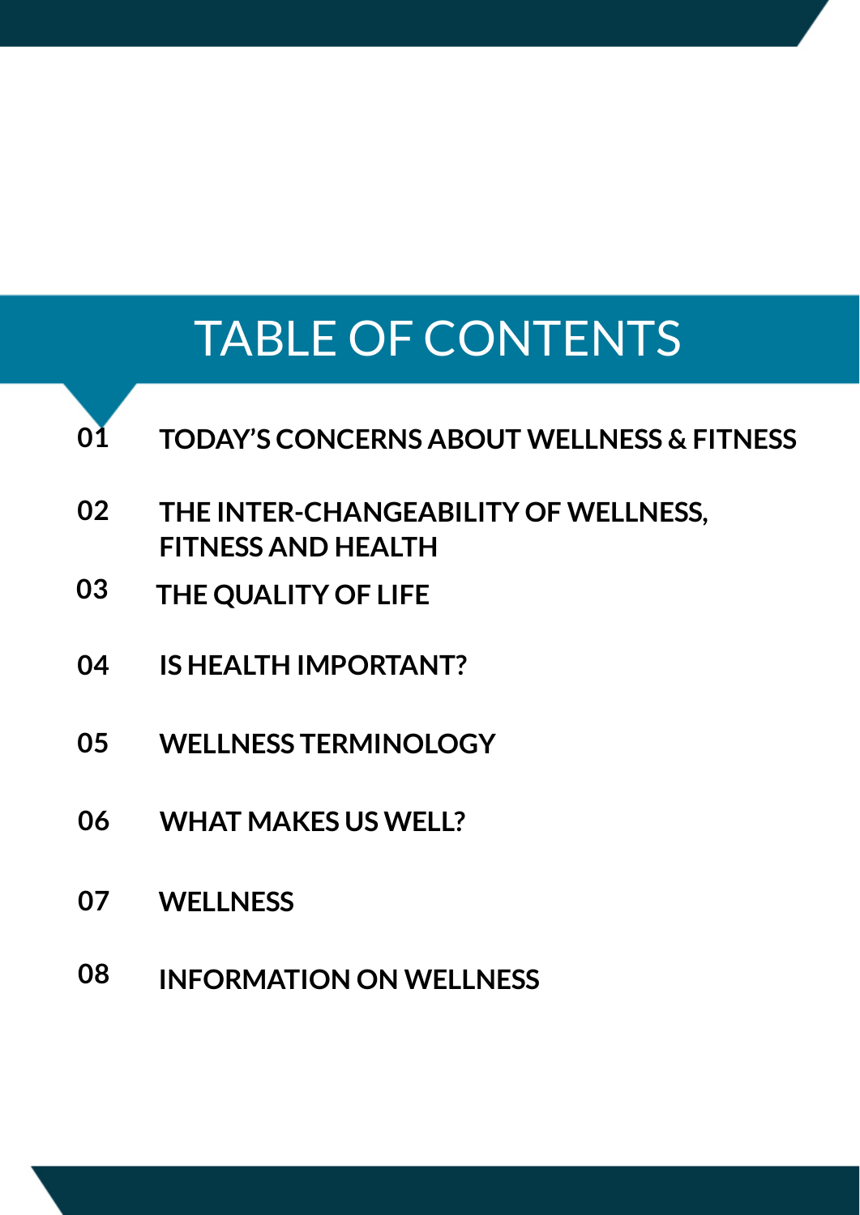# TABLE OF CONTENTS

**01** **TODAY'S CONCERNS ABOUT WELLNESS & FITNESS**

**02** **THE INTER-CHANGEABILITY OF WELLNESS, FITNESS AND HEALTH**

**03** **THE QUALITY OF LIFE**

**04** **IS HEALTH IMPORTANT?**

**05** **WELLNESS TERMINOLOGY**

**06** **WHAT MAKES US WELL?**

**07** **WELLNESS**

**08** **INFORMATION ON WELLNESS**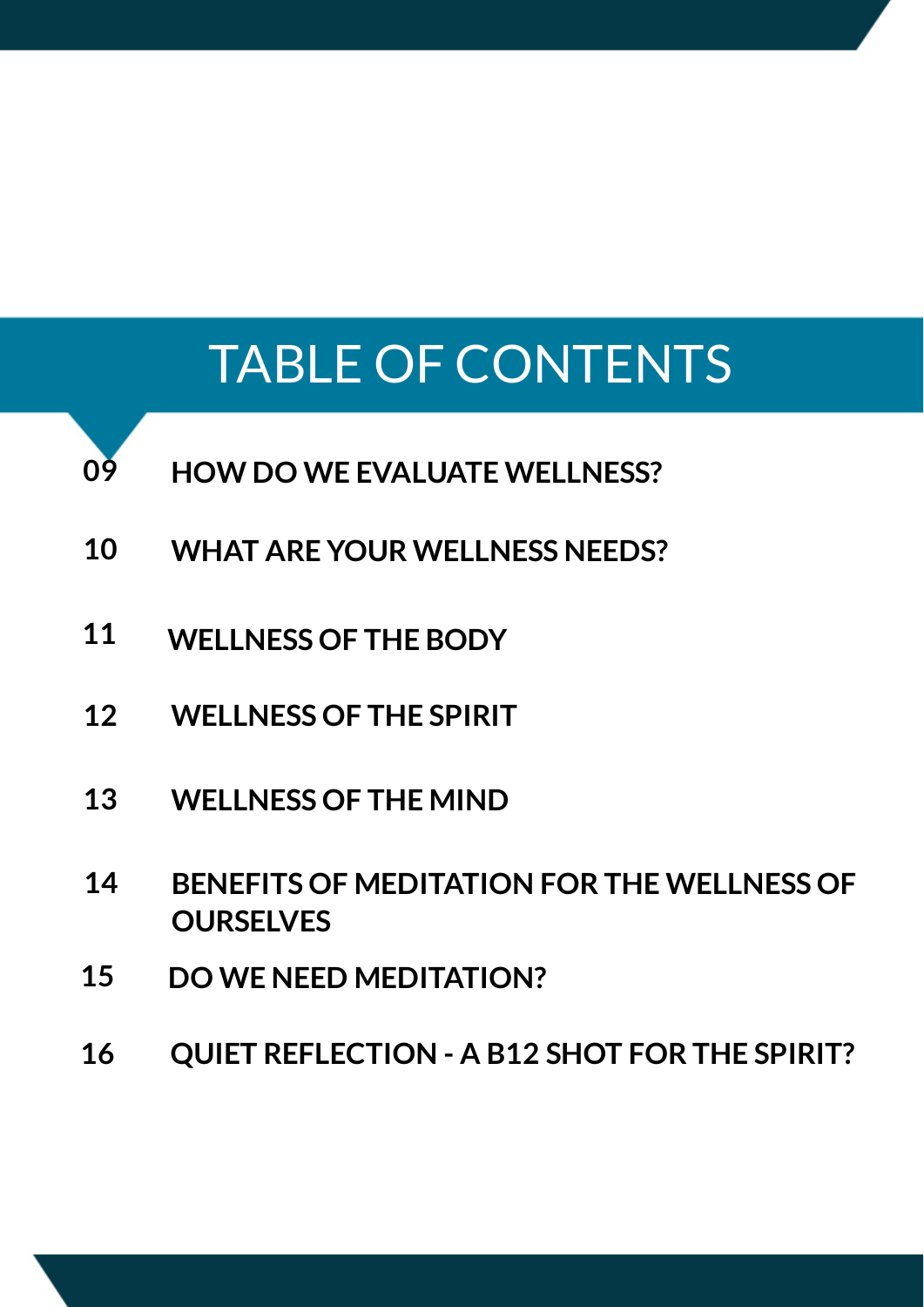# TABLE OF CONTENTS

**09** **HOW DO WE EVALUATE WELLNESS?**

**10** **WHAT ARE YOUR WELLNESS NEEDS?**

**11** **WELLNESS OF THE BODY**

**12** **WELLNESS OF THE SPIRIT**

**13** **WELLNESS OF THE MIND**

**14** **BENEFITS OF MEDITATION FOR THE WELLNESS OF OURSELVES**

**15** **DO WE NEED MEDITATION?**

**16** **QUIET REFLECTION - A B12 SHOT FOR THE SPIRIT?**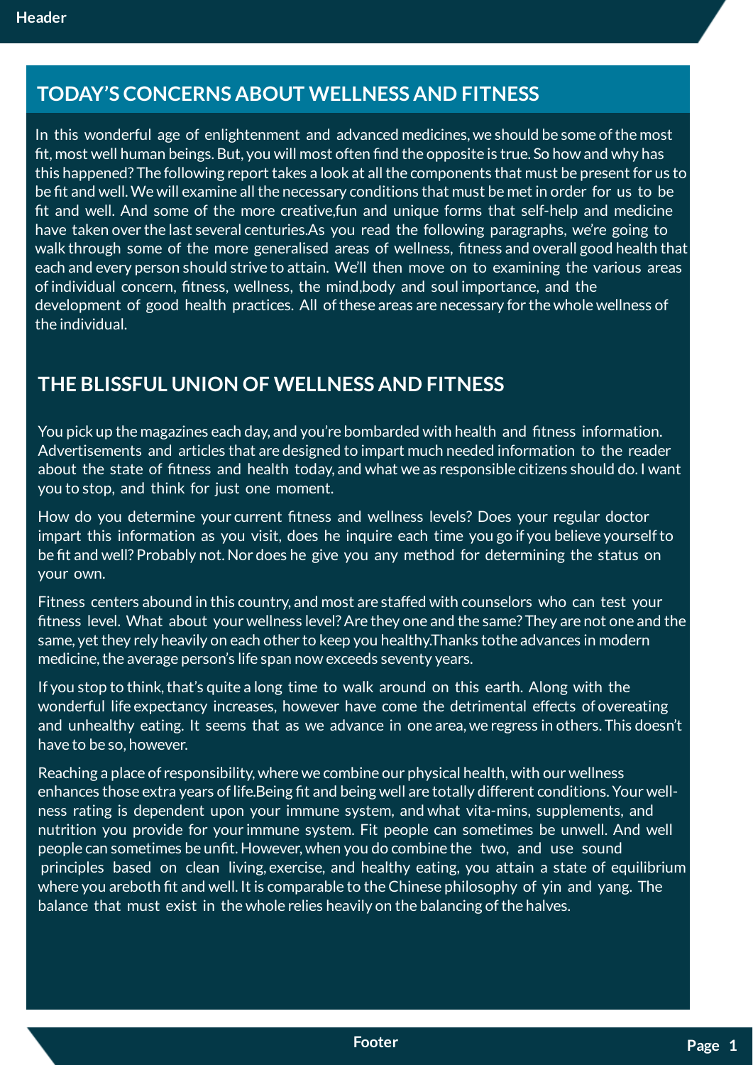## TODAY'S CONCERNS ABOUT WELLNESS AND FITNESS

In this wonderful age of enlightenment and advanced medicines, we should be some of the most fit, most well human beings. But, you will most often find the opposite is true. So how and why has this happened? The following report takes a look at all the components that must be present for us to be fit and well. We will examine all the necessary conditions that must be met in order for us to be fit and well. And some of the more creative,fun and unique forms that self-help and medicine have taken over the last several centuries.As you read the following paragraphs, we're going to walk through some of the more generalised areas of wellness, fitness and overall good health that each and every person should strive to attain. We'll then move on to examining the various areas of individual concern, fitness, wellness, the mind,body and soul importance, and the development of good health practices. All of these areas are necessary for the whole wellness of the individual.

## THE BLISSFUL UNION OF WELLNESS AND FITNESS

You pick up the magazines each day, and you're bombarded with health and fitness information. Advertisements and articles that are designed to impart much needed information to the reader about the state of fitness and health today, and what we as responsible citizens should do. I want you to stop, and think for just one moment.

How do you determine your current fitness and wellness levels? Does your regular doctor impart this information as you visit, does he inquire each time you go if you believe yourself to be fit and well? Probably not. Nor does he give you any method for determining the status on your own.

Fitness centers abound in this country, and most are staffed with counselors who can test your fitness level. What about your wellness level? Are they one and the same? They are not one and the same, yet they rely heavily on each other to keep you healthy.Thanks tothe advances in modern medicine, the average person's life span now exceeds seventy years.

If you stop to think, that's quite a long time to walk around on this earth. Along with the wonderful life expectancy increases, however have come the detrimental effects of overeating and unhealthy eating. It seems that as we advance in one area, we regress in others. This doesn't have to be so, however.

Reaching a place of responsibility, where we combine our physical health, with our wellness enhances those extra years of life.Being fit and being well are totally different conditions. Your well-ness rating is dependent upon your immune system, and what vita-mins, supplements, and nutrition you provide for your immune system. Fit people can sometimes be unwell. And well people can sometimes be unfit. However, when you do combine the two, and use sound principles based on clean living, exercise, and healthy eating, you attain a state of equilibrium where you areboth fit and well. It is comparable to the Chinese philosophy of yin and yang. The balance that must exist in the whole relies heavily on the balancing of the halves.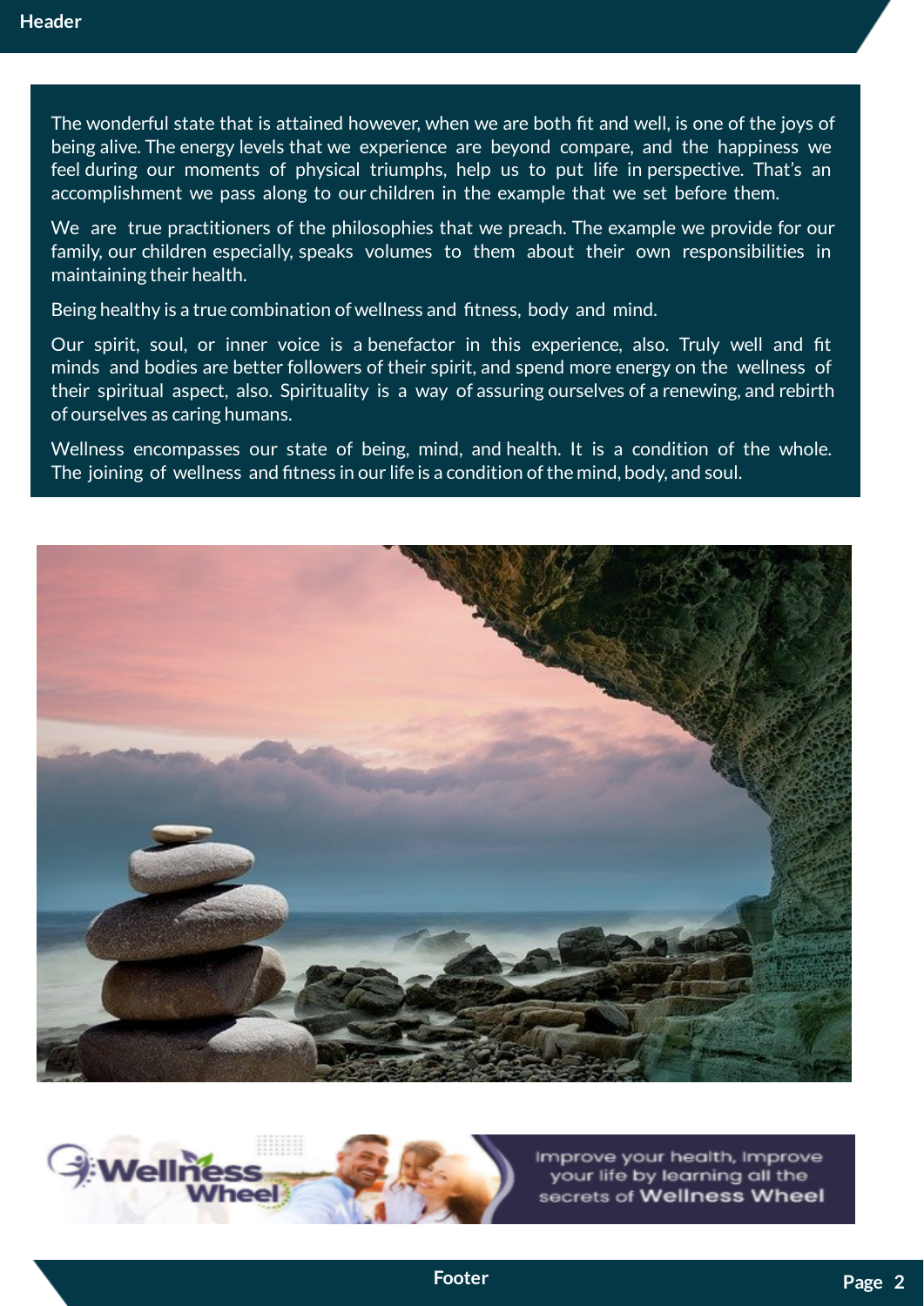The wonderful state that is attained however, when we are both fit and well, is one of the joys of being alive. The energy levels that we experience are beyond compare, and the happiness we feel during our moments of physical triumphs, help us to put life in perspective. That's an accomplishment we pass along to our children in the example that we set before them.

We are true practitioners of the philosophies that we preach. The example we provide for our family, our children especially, speaks volumes to them about their own responsibilities in maintaining their health.

Being healthy is a true combination of wellness and fitness, body and mind.

Our spirit, soul, or inner voice is a benefactor in this experience, also. Truly well and fit minds and bodies are better followers of their spirit, and spend more energy on the wellness of their spiritual aspect, also. Spirituality is a way of assuring ourselves of a renewing, and rebirth of ourselves as caring humans.

Wellness encompasses our state of being, mind, and health. It is a condition of the whole. The joining of wellness and fitness in our life is a condition of the mind, body, and soul.